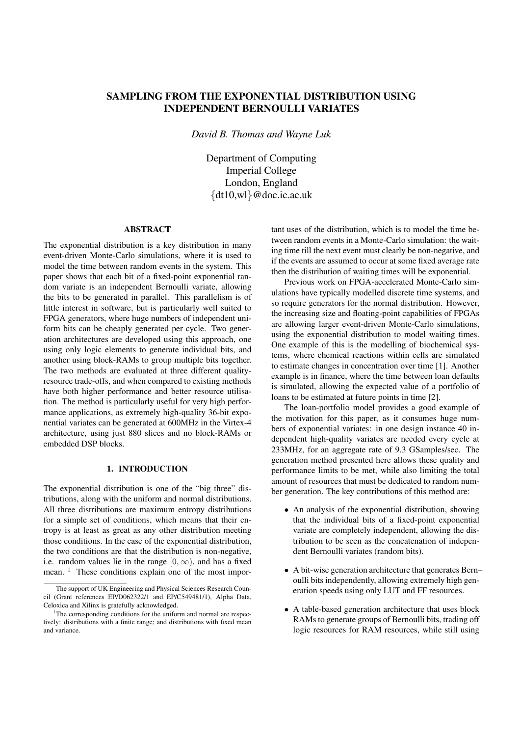# SAMPLING FROM THE EXPONENTIAL DISTRIBUTION USING INDEPENDENT BERNOULLI VARIATES

*David B. Thomas and Wayne Luk*

Department of Computing
Imperial College
London, England
{dt10,wl}@doc.ic.ac.uk

## ABSTRACT

The exponential distribution is a key distribution in many event-driven Monte-Carlo simulations, where it is used to model the time between random events in the system. This paper shows that each bit of a fixed-point exponential random variate is an independent Bernoulli variate, allowing the bits to be generated in parallel. This parallelism is of little interest in software, but is particularly well suited to FPGA generators, where huge numbers of independent uniform bits can be cheaply generated per cycle. Two generation architectures are developed using this approach, one using only logic elements to generate individual bits, and another using block-RAMs to group multiple bits together. The two methods are evaluated at three different quality-resource trade-offs, and when compared to existing methods have both higher performance and better resource utilisation. The method is particularly useful for very high performance applications, as extremely high-quality 36-bit exponential variates can be generated at 600MHz in the Virtex-4 architecture, using just 880 slices and no block-RAMs or embedded DSP blocks.

## 1. INTRODUCTION

The exponential distribution is one of the "big three" distributions, along with the uniform and normal distributions. All three distributions are maximum entropy distributions for a simple set of conditions, which means that their entropy is at least as great as any other distribution meeting those conditions. In the case of the exponential distribution, the two conditions are that the distribution is non-negative, i.e. random values lie in the range $[0, \infty)$, and has a fixed mean. [1] These conditions explain one of the most important uses of the distribution, which is to model the time between random events in a Monte-Carlo simulation: the waiting time till the next event must clearly be non-negative, and if the events are assumed to occur at some fixed average rate then the distribution of waiting times will be exponential.

Previous work on FPGA-accelerated Monte-Carlo simulations have typically modelled discrete time systems, and so require generators for the normal distribution. However, the increasing size and floating-point capabilities of FPGAs are allowing larger event-driven Monte-Carlo simulations, using the exponential distribution to model waiting times. One example of this is the modelling of biochemical systems, where chemical reactions within cells are simulated to estimate changes in concentration over time [1]. Another example is in finance, where the time between loan defaults is simulated, allowing the expected value of a portfolio of loans to be estimated at future points in time [2].

The loan-portfolio model provides a good example of the motivation for this paper, as it consumes huge numbers of exponential variates: in one design instance 40 independent high-quality variates are needed every cycle at 233MHz, for an aggregate rate of 9.3 GSamples/sec. The generation method presented here allows these quality and performance limits to be met, while also limiting the total amount of resources that must be dedicated to random number generation. The key contributions of this method are:

- An analysis of the exponential distribution, showing that the individual bits of a fixed-point exponential variate are completely independent, allowing the distribution to be seen as the concatenation of independent Bernoulli variates (random bits).
- A bit-wise generation architecture that generates Bernoulli bits independently, allowing extremely high generation speeds using only LUT and FF resources.
- A table-based generation architecture that uses block RAMs to generate groups of Bernoulli bits, trading off logic resources for RAM resources, while still using

The support of UK Engineering and Physical Sciences Research Council (Grant references EP/D062322/1 and EP/C549481/1), Alpha Data, Celoxica and Xilinx is gratefully acknowledged.

[1] The corresponding conditions for the uniform and normal are respectively: distributions with a finite range; and distributions with fixed mean and variance.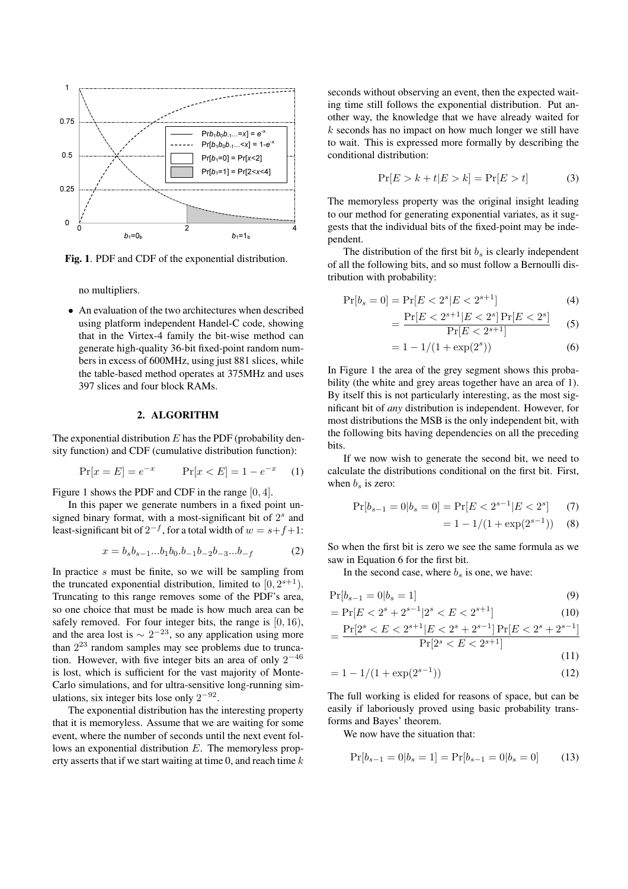**Fig. 1**. PDF and CDF of the exponential distribution.

no multipliers.

- An evaluation of the two architectures when described using platform independent Handel-C code, showing that in the Virtex-4 family the bit-wise method can generate high-quality 36-bit fixed-point random numbers in excess of 600MHz, using just 881 slices, while the table-based method operates at 375MHz and uses 397 slices and four block RAMs.

## 2. ALGORITHM

The exponential distribution $E$ has the PDF (probability density function) and CDF (cumulative distribution function):

$$\Pr[x = E] = e^{-x} \qquad \Pr[x < E] = 1 - e^{-x} \tag{1}$$

Figure 1 shows the PDF and CDF in the range $[0, 4]$.

In this paper we generate numbers in a fixed point unsigned binary format, with a most-significant bit of $2^s$ and least-significant bit of $2^{-f}$, for a total width of $w = s+f+1$:

$$x = b_s b_{s-1} ... b_1 b_0 . b_{-1} b_{-2} b_{-3} ... b_{-f} \tag{2}$$

In practice $s$ must be finite, so we will be sampling from the truncated exponential distribution, limited to $[0, 2^{s+1})$. Truncating to this range removes some of the PDF's area, so one choice that must be made is how much area can be safely removed. For four integer bits, the range is $[0, 16)$, and the area lost is $\sim 2^{-23}$, so any application using more than $2^{23}$ random samples may see problems due to truncation. However, with five integer bits an area of only $2^{-46}$ is lost, which is sufficient for the vast majority of Monte-Carlo simulations, and for ultra-sensitive long-running simulations, six integer bits lose only $2^{-92}$.

The exponential distribution has the interesting property that it is memoryless. Assume that we are waiting for some event, where the number of seconds until the next event follows an exponential distribution $E$. The memoryless property asserts that if we start waiting at time 0, and reach time $k$ seconds without observing an event, then the expected waiting time still follows the exponential distribution. Put another way, the knowledge that we have already waited for $k$ seconds has no impact on how much longer we still have to wait. This is expressed more formally by describing the conditional distribution:

$$\Pr[E > k + t | E > k] = \Pr[E > t] \tag{3}$$

The memoryless property was the original insight leading to our method for generating exponential variates, as it suggests that the individual bits of the fixed-point may be independent.

The distribution of the first bit $b_s$ is clearly independent of all the following bits, and so must follow a Bernoulli distribution with probability:

$$\Pr[b_s = 0] = \Pr[E < 2^s | E < 2^{s+1}] \tag{4}$$

$$= \frac{\Pr[E < 2^{s+1} | E < 2^s] \Pr[E < 2^s]}{\Pr[E < 2^{s+1}]} \tag{5}$$

$$= 1 - 1/(1 + \exp(2^s)) \tag{6}$$

In Figure 1 the area of the grey segment shows this probability (the white and grey areas together have an area of 1). By itself this is not particularly interesting, as the most significant bit of *any* distribution is independent. However, for most distributions the MSB is the only independent bit, with the following bits having dependencies on all the preceding bits.

If we now wish to generate the second bit, we need to calculate the distributions conditional on the first bit. First, when $b_s$ is zero:

$$\Pr[b_{s-1} = 0 | b_s = 0] = \Pr[E < 2^{s-1} | E < 2^s] \tag{7}$$

$$= 1 - 1/(1 + \exp(2^{s-1})) \tag{8}$$

So when the first bit is zero we see the same formula as we saw in Equation 6 for the first bit.

In the second case, where $b_s$ is one, we have:

$$\Pr[b_{s-1} = 0 | b_s = 1] \tag{9}$$

$$= \Pr[E < 2^s + 2^{s-1} | 2^s < E < 2^{s+1}] \tag{10}$$

$$= \frac{\Pr[2^s < E < 2^{s+1} | E < 2^s + 2^{s-1}] \Pr[E < 2^s + 2^{s-1}]}{\Pr[2^s < E < 2^{s+1}]} \tag{11}$$

$$= 1 - 1/(1 + \exp(2^{s-1})) \tag{12}$$

The full working is elided for reasons of space, but can be easily if laboriously proved using basic probability transforms and Bayes' theorem.

We now have the situation that:

$$\Pr[b_{s-1} = 0 | b_s = 1] = \Pr[b_{s-1} = 0 | b_s = 0] \tag{13}$$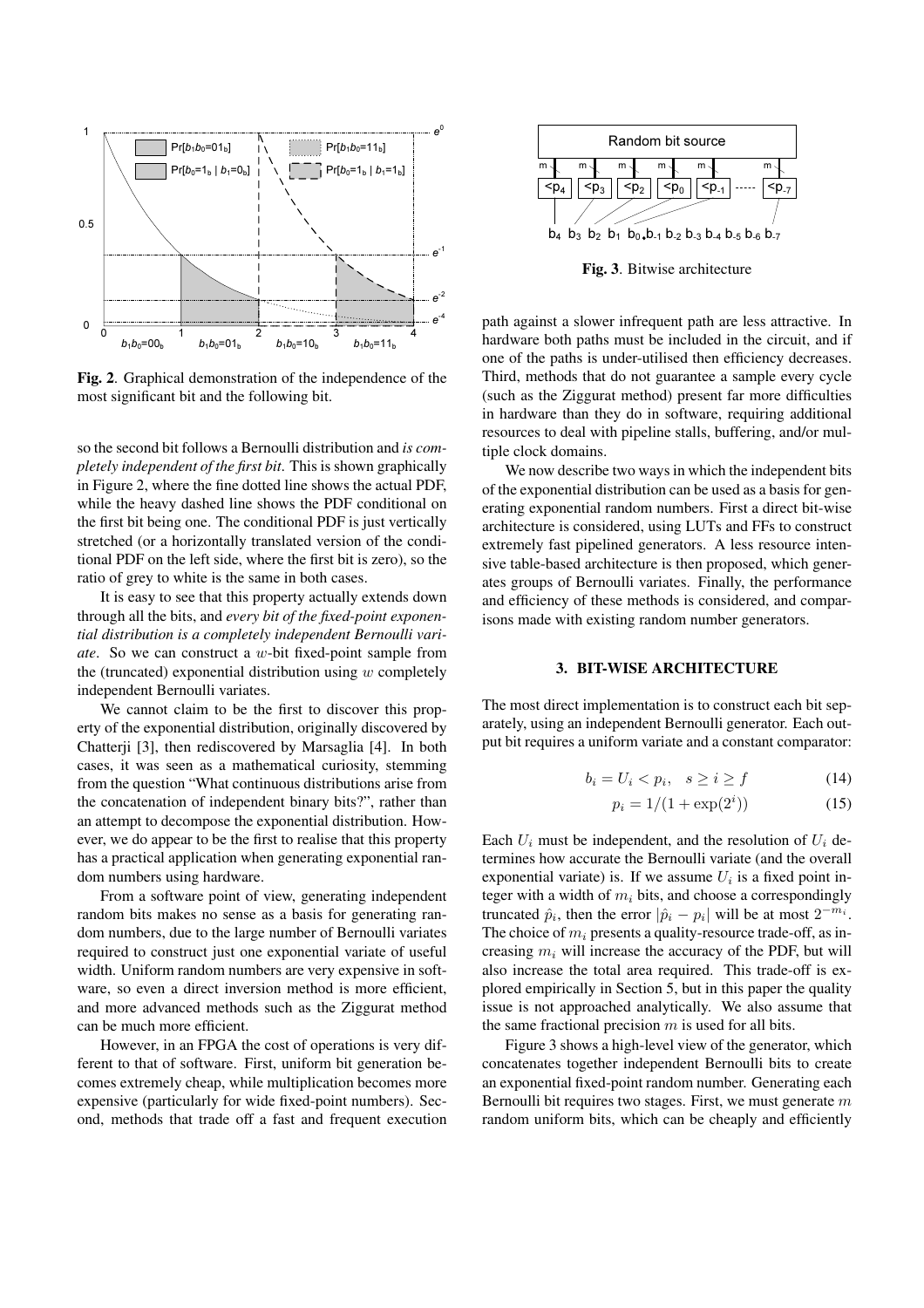**Fig. 2**. Graphical demonstration of the independence of the most significant bit and the following bit.

so the second bit follows a Bernoulli distribution and *is completely independent of the first bit*. This is shown graphically in Figure 2, where the fine dotted line shows the actual PDF, while the heavy dashed line shows the PDF conditional on the first bit being one. The conditional PDF is just vertically stretched (or a horizontally translated version of the conditional PDF on the left side, where the first bit is zero), so the ratio of grey to white is the same in both cases.

It is easy to see that this property actually extends down through all the bits, and *every bit of the fixed-point exponential distribution is a completely independent Bernoulli variate*. So we can construct a $w$-bit fixed-point sample from the (truncated) exponential distribution using $w$ completely independent Bernoulli variates.

We cannot claim to be the first to discover this property of the exponential distribution, originally discovered by Chatterji [3], then rediscovered by Marsaglia [4]. In both cases, it was seen as a mathematical curiosity, stemming from the question "What continuous distributions arise from the concatenation of independent binary bits?", rather than an attempt to decompose the exponential distribution. However, we do appear to be the first to realise that this property has a practical application when generating exponential random numbers using hardware.

From a software point of view, generating independent random bits makes no sense as a basis for generating random numbers, due to the large number of Bernoulli variates required to construct just one exponential variate of useful width. Uniform random numbers are very expensive in software, so even a direct inversion method is more efficient, and more advanced methods such as the Ziggurat method can be much more efficient.

However, in an FPGA the cost of operations is very different to that of software. First, uniform bit generation becomes extremely cheap, while multiplication becomes more expensive (particularly for wide fixed-point numbers). Second, methods that trade off a fast and frequent execution path against a slower infrequent path are less attractive. In hardware both paths must be included in the circuit, and if one of the paths is under-utilised then efficiency decreases. Third, methods that do not guarantee a sample every cycle (such as the Ziggurat method) present far more difficulties in hardware than they do in software, requiring additional resources to deal with pipeline stalls, buffering, and/or multiple clock domains.

We now describe two ways in which the independent bits of the exponential distribution can be used as a basis for generating exponential random numbers. First a direct bit-wise architecture is considered, using LUTs and FFs to construct extremely fast pipelined generators. A less resource intensive table-based architecture is then proposed, which generates groups of Bernoulli variates. Finally, the performance and efficiency of these methods is considered, and comparisons made with existing random number generators.

**Fig. 3**. Bitwise architecture

## 3. BIT-WISE ARCHITECTURE

The most direct implementation is to construct each bit separately, using an independent Bernoulli generator. Each output bit requires a uniform variate and a constant comparator:

$$b_i = U_i < p_i, \quad s \geq i \geq f \tag{14}$$

$$p_i = 1/(1 + \exp(2^i)) \tag{15}$$

Each $U_i$ must be independent, and the resolution of $U_i$ determines how accurate the Bernoulli variate (and the overall exponential variate) is. If we assume $U_i$ is a fixed point integer with a width of $m_i$ bits, and choose a correspondingly truncated $\hat{p}_i$, then the error $|\hat{p}_i - p_i|$ will be at most $2^{-m_i}$. The choice of $m_i$ presents a quality-resource trade-off, as increasing $m_i$ will increase the accuracy of the PDF, but will also increase the total area required. This trade-off is explored empirically in Section 5, but in this paper the quality issue is not approached analytically. We also assume that the same fractional precision $m$ is used for all bits.

Figure 3 shows a high-level view of the generator, which concatenates together independent Bernoulli bits to create an exponential fixed-point random number. Generating each Bernoulli bit requires two stages. First, we must generate $m$ random uniform bits, which can be cheaply and efficiently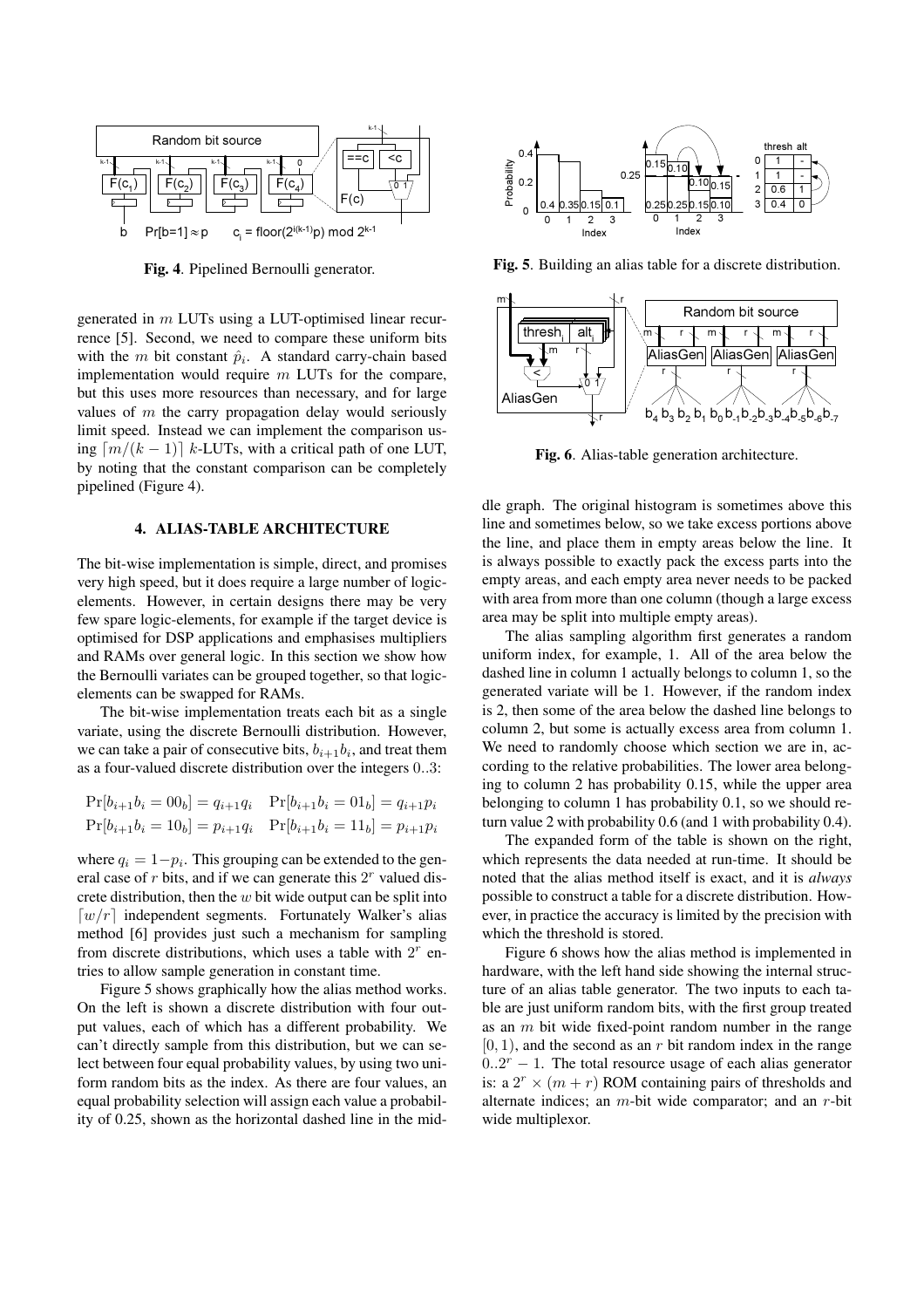Fig. 4. Pipelined Bernoulli generator.

generated in $m$ LUTs using a LUT-optimised linear recurrence [5]. Second, we need to compare these uniform bits with the $m$ bit constant $\hat{p}_i$. A standard carry-chain based implementation would require $m$ LUTs for the compare, but this uses more resources than necessary, and for large values of $m$ the carry propagation delay would seriously limit speed. Instead we can implement the comparison using $\lceil m/(k-1) \rceil$ $k$-LUTs, with a critical path of one LUT, by noting that the constant comparison can be completely pipelined (Figure 4).

## 4. ALIAS-TABLE ARCHITECTURE

The bit-wise implementation is simple, direct, and promises very high speed, but it does require a large number of logic-elements. However, in certain designs there may be very few spare logic-elements, for example if the target device is optimised for DSP applications and emphasises multipliers and RAMs over general logic. In this section we show how the Bernoulli variates can be grouped together, so that logic-elements can be swapped for RAMs.

The bit-wise implementation treats each bit as a single variate, using the discrete Bernoulli distribution. However, we can take a pair of consecutive bits, $b_{i+1}b_i$, and treat them as a four-valued discrete distribution over the integers $0..3$:

$$\Pr[b_{i+1}b_i = 00_b] = q_{i+1}q_i \quad \Pr[b_{i+1}b_i = 01_b] = q_{i+1}p_i$$
$$\Pr[b_{i+1}b_i = 10_b] = p_{i+1}q_i \quad \Pr[b_{i+1}b_i = 11_b] = p_{i+1}p_i$$

where $q_i = 1 - p_i$. This grouping can be extended to the general case of $r$ bits, and if we can generate this $2^r$ valued discrete distribution, then the $w$ bit wide output can be split into $\lceil w/r \rceil$ independent segments. Fortunately Walker's alias method [6] provides just such a mechanism for sampling from discrete distributions, which uses a table with $2^r$ entries to allow sample generation in constant time.

Figure 5 shows graphically how the alias method works. On the left is shown a discrete distribution with four output values, each of which has a different probability. We can't directly sample from this distribution, but we can select between four equal probability values, by using two uniform random bits as the index. As there are four values, an equal probability selection will assign each value a probability of 0.25, shown as the horizontal dashed line in the middle graph. The original histogram is sometimes above this line and sometimes below, so we take excess portions above the line, and place them in empty areas below the line. It is always possible to exactly pack the excess parts into the empty areas, and each empty area never needs to be packed with area from more than one column (though a large excess area may be split into multiple empty areas).

Fig. 5. Building an alias table for a discrete distribution.

Fig. 6. Alias-table generation architecture.

The alias sampling algorithm first generates a random uniform index, for example, 1. All of the area below the dashed line in column 1 actually belongs to column 1, so the generated variate will be 1. However, if the random index is 2, then some of the area below the dashed line belongs to column 2, but some is actually excess area from column 1. We need to randomly choose which section we are in, according to the relative probabilities. The lower area belonging to column 2 has probability 0.15, while the upper area belonging to column 1 has probability 0.1, so we should return value 2 with probability 0.6 (and 1 with probability 0.4).

The expanded form of the table is shown on the right, which represents the data needed at run-time. It should be noted that the alias method itself is exact, and it is *always* possible to construct a table for a discrete distribution. However, in practice the accuracy is limited by the precision with which the threshold is stored.

Figure 6 shows how the alias method is implemented in hardware, with the left hand side showing the internal structure of an alias table generator. The two inputs to each table are just uniform random bits, with the first group treated as an $m$ bit wide fixed-point random number in the range $[0, 1)$, and the second as an $r$ bit random index in the range $0..2^r - 1$. The total resource usage of each alias generator is: a $2^r \times (m + r)$ ROM containing pairs of thresholds and alternate indices; an $m$-bit wide comparator; and an $r$-bit wide multiplexor.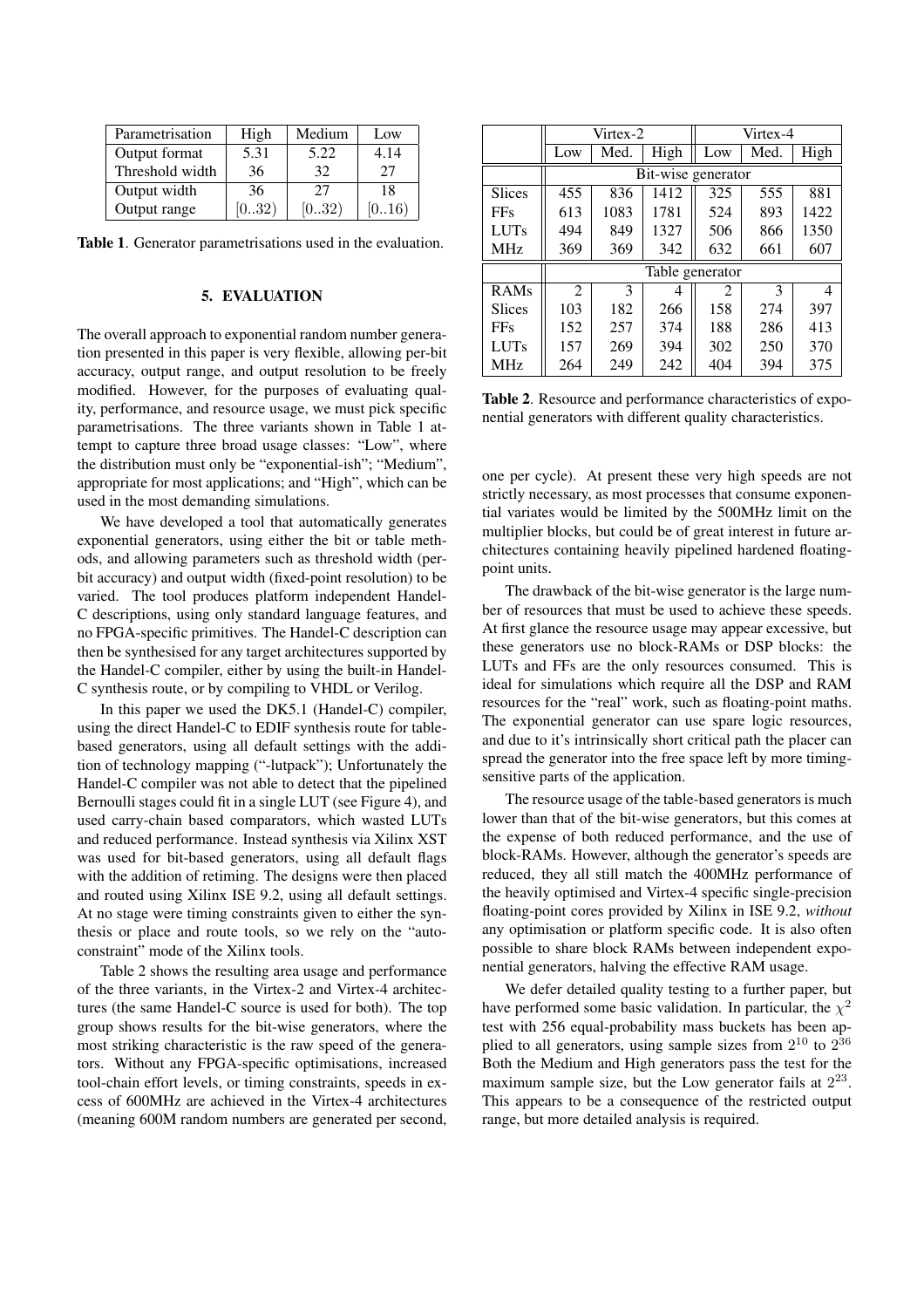| Parametrisation | High | Medium | Low |
|---|---|---|---|
| Output format | 5.31 | 5.22 | 4.14 |
| Threshold width | 36 | 32 | 27 |
| Output width | 36 | 27 | 18 |
| Output range | $[0..32)$ | $[0..32)$ | $[0..16)$ |

**Table 1**. Generator parametrisations used in the evaluation.

## 5. EVALUATION

The overall approach to exponential random number generation presented in this paper is very flexible, allowing per-bit accuracy, output range, and output resolution to be freely modified. However, for the purposes of evaluating quality, performance, and resource usage, we must pick specific parametrisations. The three variants shown in Table 1 attempt to capture three broad usage classes: "Low", where the distribution must only be "exponential-ish"; "Medium", appropriate for most applications; and "High", which can be used in the most demanding simulations.

We have developed a tool that automatically generates exponential generators, using either the bit or table methods, and allowing parameters such as threshold width (per-bit accuracy) and output width (fixed-point resolution) to be varied. The tool produces platform independent Handel-C descriptions, using only standard language features, and no FPGA-specific primitives. The Handel-C description can then be synthesised for any target architectures supported by the Handel-C compiler, either by using the built-in Handel-C synthesis route, or by compiling to VHDL or Verilog.

In this paper we used the DK5.1 (Handel-C) compiler, using the direct Handel-C to EDIF synthesis route for table-based generators, using all default settings with the addition of technology mapping ("-lutpack"); Unfortunately the Handel-C compiler was not able to detect that the pipelined Bernoulli stages could fit in a single LUT (see Figure 4), and used carry-chain based comparators, which wasted LUTs and reduced performance. Instead synthesis via Xilinx XST was used for bit-based generators, using all default flags with the addition of retiming. The designs were then placed and routed using Xilinx ISE 9.2, using all default settings. At no stage were timing constraints given to either the synthesis or place and route tools, so we rely on the "auto-constraint" mode of the Xilinx tools.

Table 2 shows the resulting area usage and performance of the three variants, in the Virtex-2 and Virtex-4 architectures (the same Handel-C source is used for both). The top group shows results for the bit-wise generators, where the most striking characteristic is the raw speed of the generators. Without any FPGA-specific optimisations, increased tool-chain effort levels, or timing constraints, speeds in excess of 600MHz are achieved in the Virtex-4 architectures (meaning 600M random numbers are generated per second, one per cycle). At present these very high speeds are not strictly necessary, as most processes that consume exponential variates would be limited by the 500MHz limit on the multiplier blocks, but could be of great interest in future architectures containing heavily pipelined hardened floating-point units.

| | Virtex-2 | | | Virtex-4 | | |
|---|---|---|---|---|---|---|
| | Low | Med. | High | Low | Med. | High |
| | Bit-wise generator | | | | | |
| Slices | 455 | 836 | 1412 | 325 | 555 | 881 |
| FFs | 613 | 1083 | 1781 | 524 | 893 | 1422 |
| LUTs | 494 | 849 | 1327 | 506 | 866 | 1350 |
| MHz | 369 | 369 | 342 | 632 | 661 | 607 |
| | Table generator | | | | | |
| RAMs | 2 | 3 | 4 | 2 | 3 | 4 |
| Slices | 103 | 182 | 266 | 158 | 274 | 397 |
| FFs | 152 | 257 | 374 | 188 | 286 | 413 |
| LUTs | 157 | 269 | 394 | 302 | 250 | 370 |
| MHz | 264 | 249 | 242 | 404 | 394 | 375 |

**Table 2**. Resource and performance characteristics of exponential generators with different quality characteristics.

The drawback of the bit-wise generator is the large number of resources that must be used to achieve these speeds. At first glance the resource usage may appear excessive, but these generators use no block-RAMs or DSP blocks: the LUTs and FFs are the only resources consumed. This is ideal for simulations which require all the DSP and RAM resources for the "real" work, such as floating-point maths. The exponential generator can use spare logic resources, and due to it's intrinsically short critical path the placer can spread the generator into the free space left by more timing-sensitive parts of the application.

The resource usage of the table-based generators is much lower than that of the bit-wise generators, but this comes at the expense of both reduced performance, and the use of block-RAMs. However, although the generator's speeds are reduced, they all still match the 400MHz performance of the heavily optimised and Virtex-4 specific single-precision floating-point cores provided by Xilinx in ISE 9.2, *without* any optimisation or platform specific code. It is also often possible to share block RAMs between independent exponential generators, halving the effective RAM usage.

We defer detailed quality testing to a further paper, but have performed some basic validation. In particular, the $\chi^2$ test with 256 equal-probability mass buckets has been applied to all generators, using sample sizes from $2^{10}$ to $2^{36}$ Both the Medium and High generators pass the test for the maximum sample size, but the Low generator fails at $2^{23}$. This appears to be a consequence of the restricted output range, but more detailed analysis is required.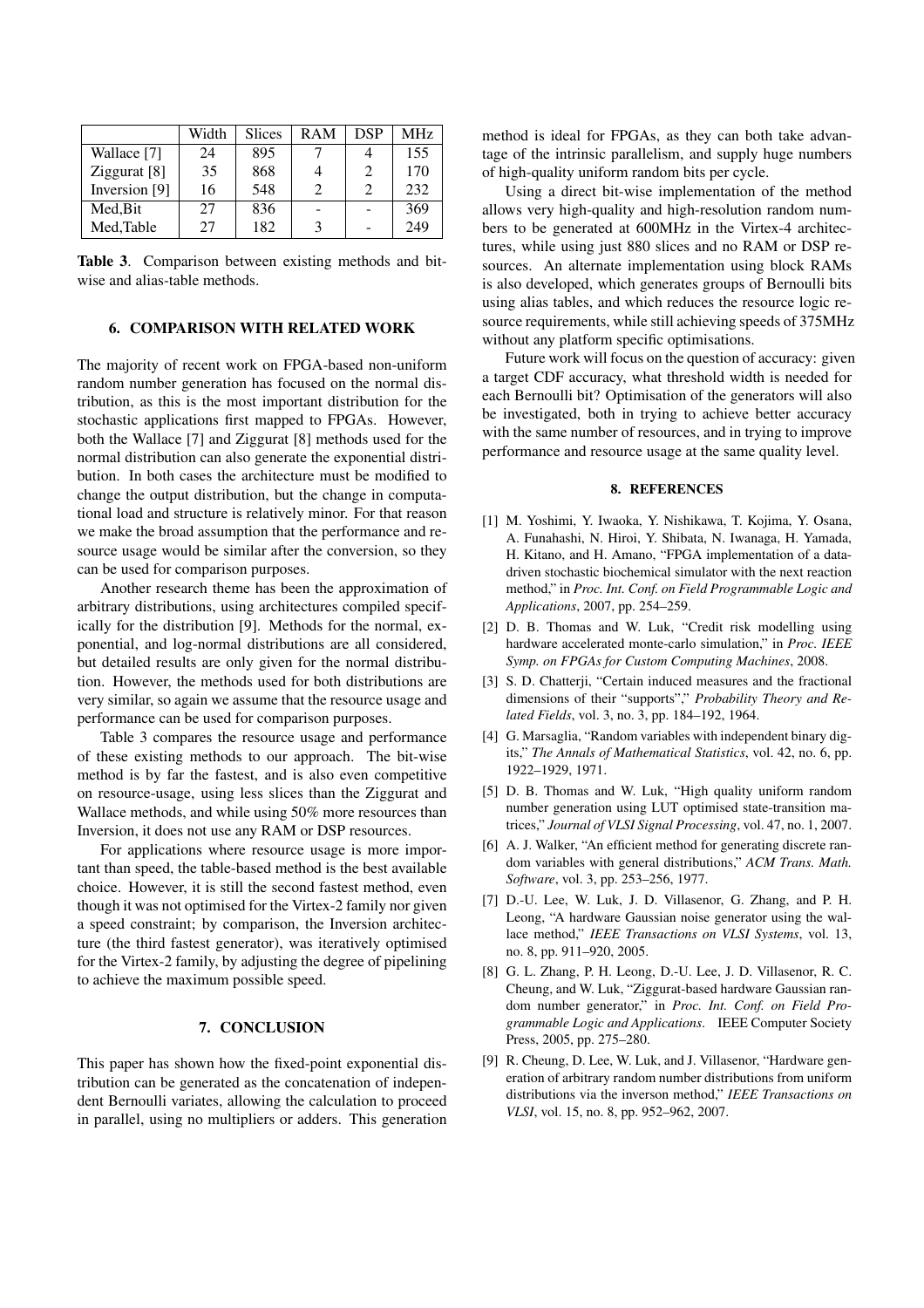| | Width | Slices | RAM | DSP | MHz |
|---|---|---|---|---|---|
| Wallace [7] | 24 | 895 | 7 | 4 | 155 |
| Ziggurat [8] | 35 | 868 | 4 | 2 | 170 |
| Inversion [9] | 16 | 548 | 2 | 2 | 232 |
| Med,Bit | 27 | 836 | - | - | 369 |
| Med,Table | 27 | 182 | 3 | - | 249 |

**Table 3**. Comparison between existing methods and bit-wise and alias-table methods.

## 6. COMPARISON WITH RELATED WORK

The majority of recent work on FPGA-based non-uniform random number generation has focused on the normal distribution, as this is the most important distribution for the stochastic applications first mapped to FPGAs. However, both the Wallace [7] and Ziggurat [8] methods used for the normal distribution can also generate the exponential distribution. In both cases the architecture must be modified to change the output distribution, but the change in computational load and structure is relatively minor. For that reason we make the broad assumption that the performance and resource usage would be similar after the conversion, so they can be used for comparison purposes.

Another research theme has been the approximation of arbitrary distributions, using architectures compiled specifically for the distribution [9]. Methods for the normal, exponential, and log-normal distributions are all considered, but detailed results are only given for the normal distribution. However, the methods used for both distributions are very similar, so again we assume that the resource usage and performance can be used for comparison purposes.

Table 3 compares the resource usage and performance of these existing methods to our approach. The bit-wise method is by far the fastest, and is also even competitive on resource-usage, using less slices than the Ziggurat and Wallace methods, and while using 50% more resources than Inversion, it does not use any RAM or DSP resources.

For applications where resource usage is more important than speed, the table-based method is the best available choice. However, it is still the second fastest method, even though it was not optimised for the Virtex-2 family nor given a speed constraint; by comparison, the Inversion architecture (the third fastest generator), was iteratively optimised for the Virtex-2 family, by adjusting the degree of pipelining to achieve the maximum possible speed.

## 7. CONCLUSION

This paper has shown how the fixed-point exponential distribution can be generated as the concatenation of independent Bernoulli variates, allowing the calculation to proceed in parallel, using no multipliers or adders. This generation method is ideal for FPGAs, as they can both take advantage of the intrinsic parallelism, and supply huge numbers of high-quality uniform random bits per cycle.

Using a direct bit-wise implementation of the method allows very high-quality and high-resolution random numbers to be generated at 600MHz in the Virtex-4 architectures, while using just 880 slices and no RAM or DSP resources. An alternate implementation using block RAMs is also developed, which generates groups of Bernoulli bits using alias tables, and which reduces the resource logic resource requirements, while still achieving speeds of 375MHz without any platform specific optimisations.

Future work will focus on the question of accuracy: given a target CDF accuracy, what threshold width is needed for each Bernoulli bit? Optimisation of the generators will also be investigated, both in trying to achieve better accuracy with the same number of resources, and in trying to improve performance and resource usage at the same quality level.

## 8. REFERENCES

[1] M. Yoshimi, Y. Iwaoka, Y. Nishikawa, T. Kojima, Y. Osana, A. Funahashi, N. Hiroi, Y. Shibata, N. Iwanaga, H. Yamada, H. Kitano, and H. Amano, "FPGA implementation of a data-driven stochastic biochemical simulator with the next reaction method," in *Proc. Int. Conf. on Field Programmable Logic and Applications*, 2007, pp. 254–259.

[2] D. B. Thomas and W. Luk, "Credit risk modelling using hardware accelerated monte-carlo simulation," in *Proc. IEEE Symp. on FPGAs for Custom Computing Machines*, 2008.

[3] S. D. Chatterji, "Certain induced measures and the fractional dimensions of their "supports"," *Probability Theory and Related Fields*, vol. 3, no. 3, pp. 184–192, 1964.

[4] G. Marsaglia, "Random variables with independent binary digits," *The Annals of Mathematical Statistics*, vol. 42, no. 6, pp. 1922–1929, 1971.

[5] D. B. Thomas and W. Luk, "High quality uniform random number generation using LUT optimised state-transition matrices," *Journal of VLSI Signal Processing*, vol. 47, no. 1, 2007.

[6] A. J. Walker, "An efficient method for generating discrete random variables with general distributions," *ACM Trans. Math. Software*, vol. 3, pp. 253–256, 1977.

[7] D.-U. Lee, W. Luk, J. D. Villasenor, G. Zhang, and P. H. Leong, "A hardware Gaussian noise generator using the wallace method," *IEEE Transactions on VLSI Systems*, vol. 13, no. 8, pp. 911–920, 2005.

[8] G. L. Zhang, P. H. Leong, D.-U. Lee, J. D. Villasenor, R. C. Cheung, and W. Luk, "Ziggurat-based hardware Gaussian random number generator," in *Proc. Int. Conf. on Field Programmable Logic and Applications*. IEEE Computer Society Press, 2005, pp. 275–280.

[9] R. Cheung, D. Lee, W. Luk, and J. Villasenor, "Hardware generation of arbitrary random number distributions from uniform distributions via the inverson method," *IEEE Transactions on VLSI*, vol. 15, no. 8, pp. 952–962, 2007.